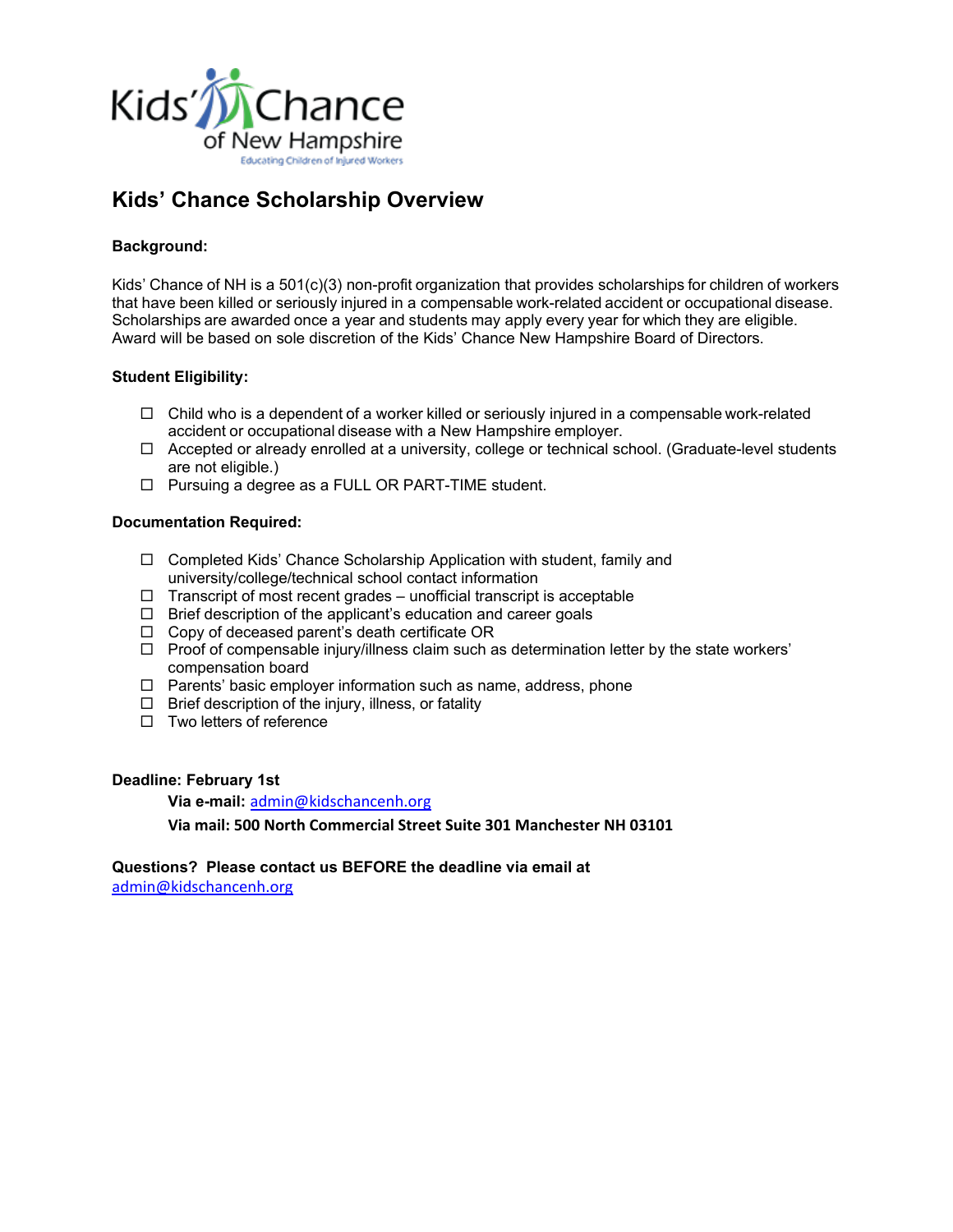Kids' Chance of New Hampshire

Educating Children of Injured Workers

# Kids' Chance Scholarship Overview

**Background:**

Kids' Chance of NH is a 501(c)(3) non-profit organization that provides scholarships for children of workers that have been killed or seriously injured in a compensable work-related accident or occupational disease. Scholarships are awarded once a year and students may apply every year for which they are eligible. Award will be based on sole discretion of the Kids' Chance New Hampshire Board of Directors.

**Student Eligibility:**

- ☐ Child who is a dependent of a worker killed or seriously injured in a compensable work-related accident or occupational disease with a New Hampshire employer.
- ☐ Accepted or already enrolled at a university, college or technical school. (Graduate-level students are not eligible.)
- ☐ Pursuing a degree as a FULL OR PART-TIME student.

**Documentation Required:**

- ☐ Completed Kids' Chance Scholarship Application with student, family and university/college/technical school contact information
- ☐ Transcript of most recent grades – unofficial transcript is acceptable
- ☐ Brief description of the applicant's education and career goals
- ☐ Copy of deceased parent's death certificate OR
- ☐ Proof of compensable injury/illness claim such as determination letter by the state workers' compensation board
- ☐ Parents' basic employer information such as name, address, phone
- ☐ Brief description of the injury, illness, or fatality
- ☐ Two letters of reference

**Deadline: February 1st**

**Via e-mail:** admin@kidschancenh.org

**Via mail: 500 North Commercial Street Suite 301 Manchester NH 03101**

**Questions? Please contact us BEFORE the deadline via email at** admin@kidschancenh.org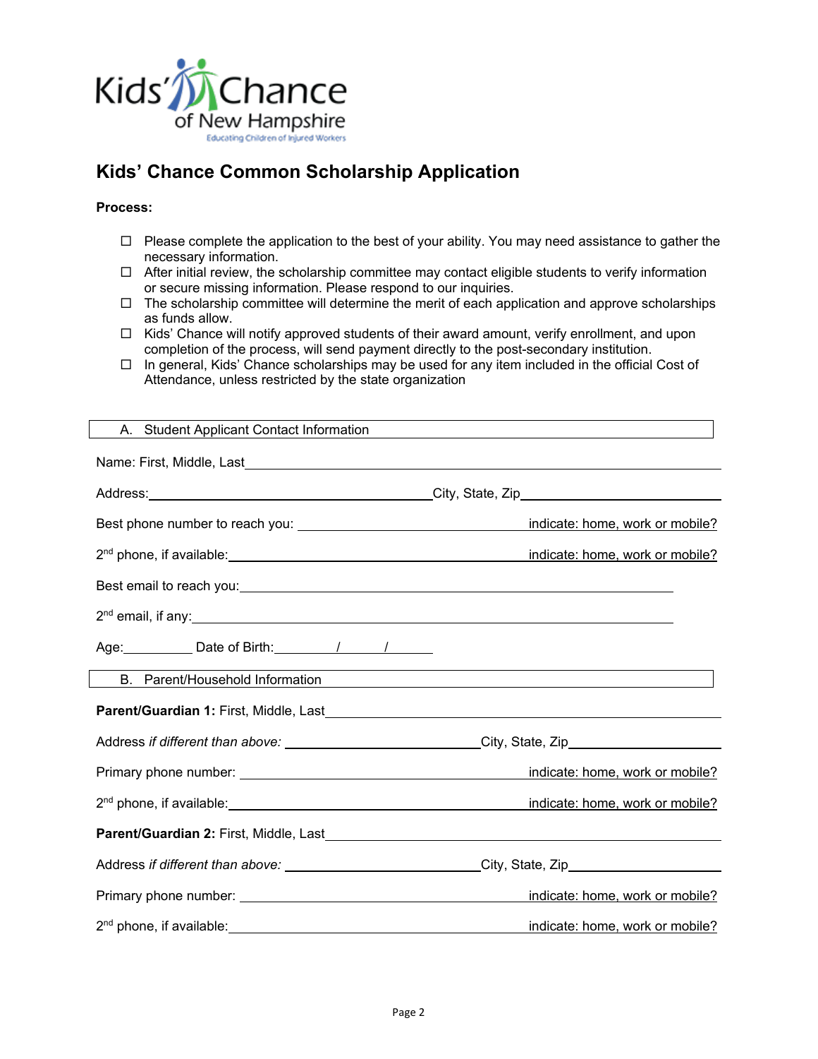Kids' Chance of New Hampshire

Educating Children of Injured Workers

# Kids' Chance Common Scholarship Application

**Process:**

- ☐ Please complete the application to the best of your ability. You may need assistance to gather the necessary information.
- ☐ After initial review, the scholarship committee may contact eligible students to verify information or secure missing information. Please respond to our inquiries.
- ☐ The scholarship committee will determine the merit of each application and approve scholarships as funds allow.
- ☐ Kids' Chance will notify approved students of their award amount, verify enrollment, and upon completion of the process, will send payment directly to the post-secondary institution.
- ☐ In general, Kids' Chance scholarships may be used for any item included in the official Cost of Attendance, unless restricted by the state organization

## A. Student Applicant Contact Information

Name: First, Middle, Last\_\_\_\_\_\_\_\_\_\_\_\_\_\_\_\_\_\_\_\_\_\_\_\_\_\_\_\_\_\_\_\_\_\_\_\_\_\_\_\_\_\_

Address:\_\_\_\_\_\_\_\_\_\_\_\_\_\_\_\_\_\_\_\_\_\_\_\_\_\_\_\_\_\_City, State, Zip\_\_\_\_\_\_\_\_\_\_\_\_\_\_\_\_\_\_\_\_

Best phone number to reach you: \_\_\_\_\_\_\_\_\_\_\_\_\_\_\_\_\_\_\_\_\_\_\_\_\_\_ indicate: home, work or mobile?

2nd phone, if available:\_\_\_\_\_\_\_\_\_\_\_\_\_\_\_\_\_\_\_\_\_\_\_\_\_\_\_\_\_\_ indicate: home, work or mobile?

Best email to reach you:\_\_\_\_\_\_\_\_\_\_\_\_\_\_\_\_\_\_\_\_\_\_\_\_\_\_\_\_\_\_\_\_\_\_\_\_\_\_\_\_\_\_\_\_

2nd email, if any:\_\_\_\_\_\_\_\_\_\_\_\_\_\_\_\_\_\_\_\_\_\_\_\_\_\_\_\_\_\_\_\_\_\_\_\_\_\_\_\_\_\_\_\_\_\_\_\_\_\_

Age:\_\_\_\_\_\_\_\_ Date of Birth:\_\_\_\_\_\_\_/\_\_\_\_\_/\_\_\_\_\_\_

## B. Parent/Household Information

**Parent/Guardian 1:** First, Middle, Last\_\_\_\_\_\_\_\_\_\_\_\_\_\_\_\_\_\_\_\_\_\_\_\_\_\_\_\_\_\_\_\_\_\_\_\_\_\_\_\_

Address *if different than above:* \_\_\_\_\_\_\_\_\_\_\_\_\_\_\_\_\_\_\_\_\_\_City, State, Zip\_\_\_\_\_\_\_\_\_\_\_\_\_\_\_\_\_\_

Primary phone number: \_\_\_\_\_\_\_\_\_\_\_\_\_\_\_\_\_\_\_\_\_\_\_\_\_\_\_\_\_\_ indicate: home, work or mobile?

2nd phone, if available:\_\_\_\_\_\_\_\_\_\_\_\_\_\_\_\_\_\_\_\_\_\_\_\_\_\_\_\_\_\_ indicate: home, work or mobile?

**Parent/Guardian 2:** First, Middle, Last\_\_\_\_\_\_\_\_\_\_\_\_\_\_\_\_\_\_\_\_\_\_\_\_\_\_\_\_\_\_\_\_\_\_\_\_\_\_\_\_

Address *if different than above:* \_\_\_\_\_\_\_\_\_\_\_\_\_\_\_\_\_\_\_\_\_\_City, State, Zip\_\_\_\_\_\_\_\_\_\_\_\_\_\_\_\_\_\_

Primary phone number: \_\_\_\_\_\_\_\_\_\_\_\_\_\_\_\_\_\_\_\_\_\_\_\_\_\_\_\_\_\_ indicate: home, work or mobile?

2nd phone, if available:\_\_\_\_\_\_\_\_\_\_\_\_\_\_\_\_\_\_\_\_\_\_\_\_\_\_\_\_\_\_ indicate: home, work or mobile?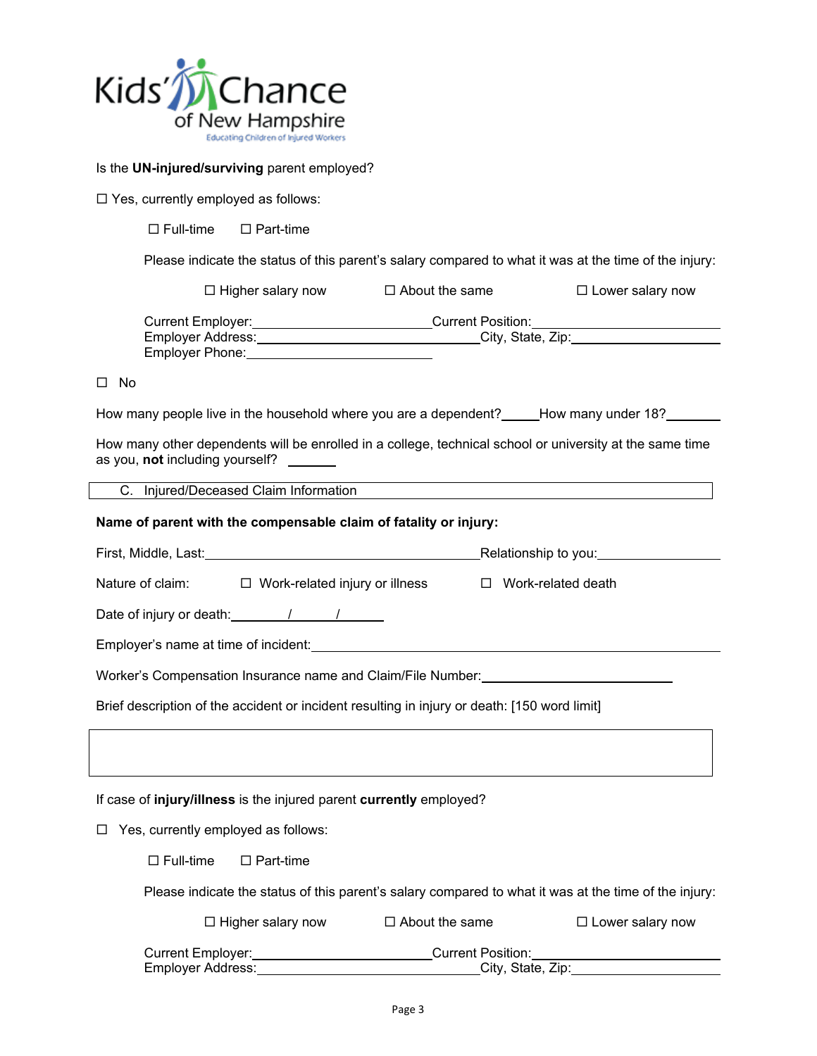Kids' Chance of New Hampshire
Educating Children of Injured Workers

Is the **UN-injured/surviving** parent employed?

☐ Yes, currently employed as follows:

☐ Full-time ☐ Part-time

Please indicate the status of this parent's salary compared to what it was at the time of the injury:

☐ Higher salary now ☐ About the same ☐ Lower salary now

Current Employer:________________________ Current Position:________________________
Employer Address:______________________________ City, State, Zip:____________________
Employer Phone:________________________

☐ No

How many people live in the household where you are a dependent?_____ How many under 18?_______

How many other dependents will be enrolled in a college, technical school or university at the same time as you, **not** including yourself? ______

## C. Injured/Deceased Claim Information

**Name of parent with the compensable claim of fatality or injury:**

First, Middle, Last:______________________________________ Relationship to you:________________

Nature of claim: ☐ Work-related injury or illness ☐ Work-related death

Date of injury or death:_______/______/______

Employer's name at time of incident:____________________________________________________

Worker's Compensation Insurance name and Claim/File Number:_________________________

Brief description of the accident or incident resulting in injury or death: [150 word limit]

If case of **injury/illness** is the injured parent **currently** employed?

☐ Yes, currently employed as follows:

☐ Full-time ☐ Part-time

Please indicate the status of this parent's salary compared to what it was at the time of the injury:

☐ Higher salary now ☐ About the same ☐ Lower salary now

Current Employer:________________________ Current Position:________________________
Employer Address:______________________________ City, State, Zip:____________________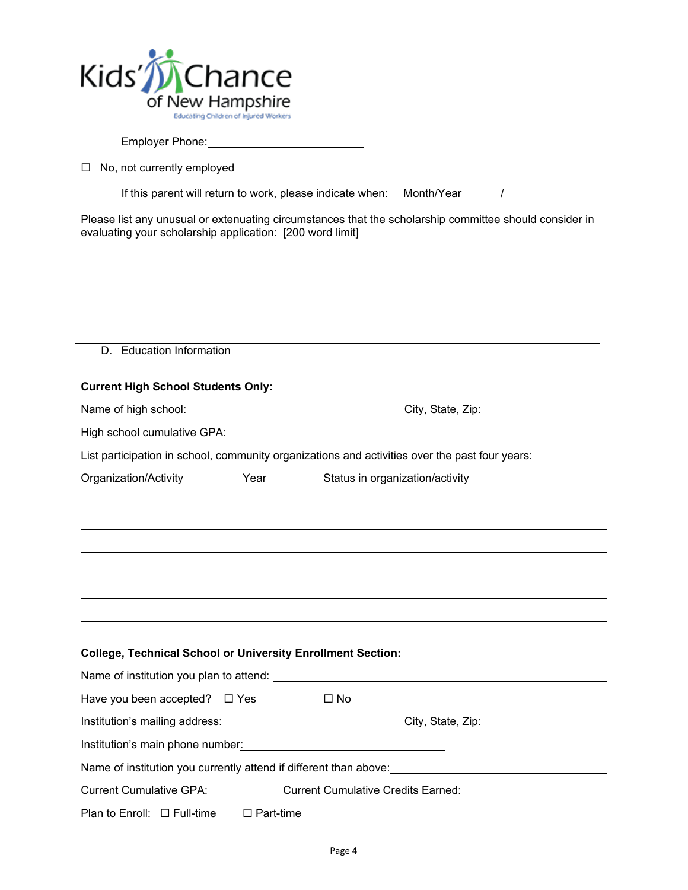Employer Phone:\_\_\_\_\_\_\_\_\_\_\_\_\_\_\_\_\_\_\_\_\_\_\_\_

☐ No, not currently employed

If this parent will return to work, please indicate when: Month/Year\_\_\_\_\_\_/\_\_\_\_\_\_\_\_\_\_

Please list any unusual or extenuating circumstances that the scholarship committee should consider in evaluating your scholarship application: [200 word limit]

## D. Education Information

**Current High School Students Only:**

Name of high school:\_\_\_\_\_\_\_\_\_\_\_\_\_\_\_\_\_\_\_\_\_\_\_\_\_\_\_\_\_\_\_\_City, State, Zip:\_\_\_\_\_\_\_\_\_\_\_\_\_\_\_\_\_\_

High school cumulative GPA:\_\_\_\_\_\_\_\_\_\_\_\_\_\_\_

List participation in school, community organizations and activities over the past four years:

| Organization/Activity | Year | Status in organization/activity |
|---|---|---|
| | | |
| | | |
| | | |
| | | |
| | | |
| | | |

**College, Technical School or University Enrollment Section:**

Name of institution you plan to attend: \_\_\_\_\_\_\_\_\_\_\_\_\_\_\_\_\_\_\_\_\_\_\_\_\_\_\_\_\_\_\_\_\_\_\_\_\_\_\_\_\_\_\_\_\_\_

Have you been accepted? ☐ Yes ☐ No

Institution's mailing address:\_\_\_\_\_\_\_\_\_\_\_\_\_\_\_\_\_\_\_\_\_\_\_\_\_\_\_City, State, Zip: \_\_\_\_\_\_\_\_\_\_\_\_\_\_\_\_\_\_

Institution's main phone number:\_\_\_\_\_\_\_\_\_\_\_\_\_\_\_\_\_\_\_\_\_\_\_\_\_\_\_\_\_\_

Name of institution you currently attend if different than above:\_\_\_\_\_\_\_\_\_\_\_\_\_\_\_\_\_\_\_\_\_\_\_\_\_\_\_\_\_

Current Cumulative GPA:\_\_\_\_\_\_\_\_\_\_\_Current Cumulative Credits Earned:\_\_\_\_\_\_\_\_\_\_\_\_\_\_\_\_

Plan to Enroll: ☐ Full-time ☐ Part-time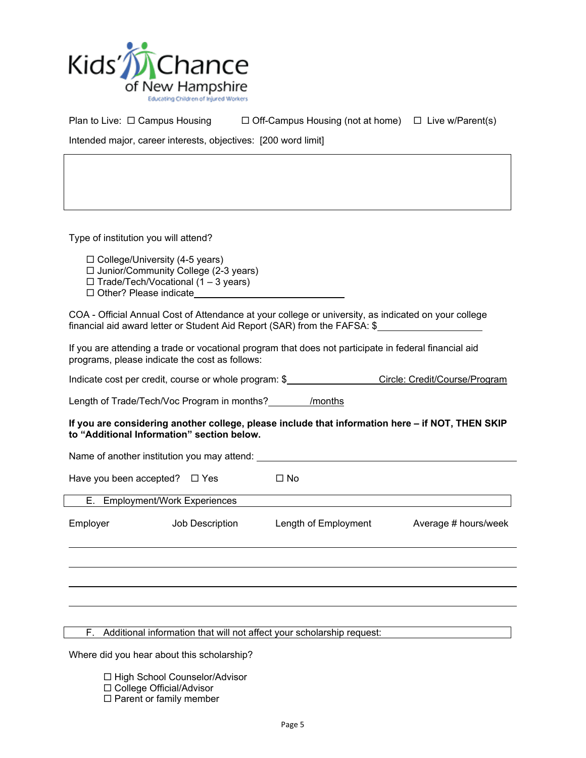Plan to Live: ☐ Campus Housing ☐ Off-Campus Housing (not at home) ☐ Live w/Parent(s)

Intended major, career interests, objectives: [200 word limit]

Type of institution you will attend?

- ☐ College/University (4-5 years)
- ☐ Junior/Community College (2-3 years)
- ☐ Trade/Tech/Vocational (1 – 3 years)
- ☐ Other? Please indicate\_\_\_\_\_\_\_\_\_\_\_\_\_\_\_\_\_\_\_\_\_\_\_\_

COA - Official Annual Cost of Attendance at your college or university, as indicated on your college financial aid award letter or Student Aid Report (SAR) from the FAFSA: $\_\_\_\_\_\_\_\_\_\_\_\_\_\_\_\_\_\_\_\_

If you are attending a trade or vocational program that does not participate in federal financial aid programs, please indicate the cost as follows:

Indicate cost per credit, course or whole program: $\_\_\_\_\_\_\_\_\_\_\_\_\_\_\_\_\_\_ Circle: Credit/Course/Program

Length of Trade/Tech/Voc Program in months?\_\_\_\_\_\_\_\_/months

**If you are considering another college, please include that information here – if NOT, THEN SKIP to "Additional Information" section below.**

Name of another institution you may attend: \_\_\_\_\_\_\_\_\_\_\_\_\_\_\_\_\_\_\_\_\_\_\_\_\_\_\_\_\_\_\_\_\_\_\_\_\_\_\_\_

Have you been accepted? ☐ Yes ☐ No

## E. Employment/Work Experiences

| Employer | Job Description | Length of Employment | Average # hours/week |
|---|---|---|---|
| | | | |
| | | | |
| | | | |
| | | | |

## F. Additional information that will not affect your scholarship request:

Where did you hear about this scholarship?

- ☐ High School Counselor/Advisor
- ☐ College Official/Advisor
- ☐ Parent or family member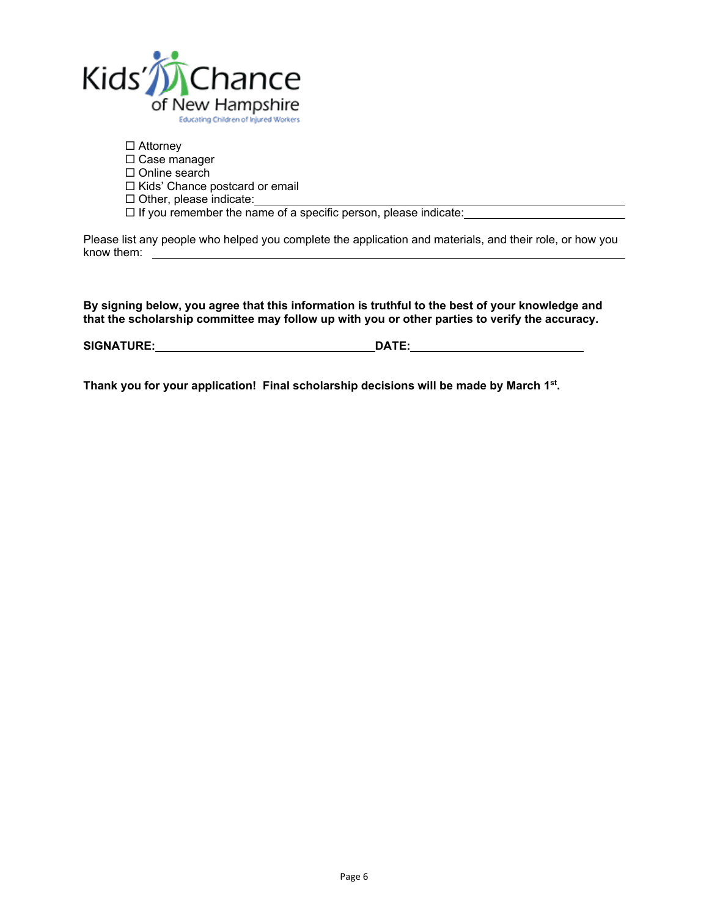Kids' Chance of New Hampshire

Educating Children of Injured Workers

- ☐ Attorney
- ☐ Case manager
- ☐ Online search
- ☐ Kids' Chance postcard or email
- ☐ Other, please indicate: ____________________________________________
- ☐ If you remember the name of a specific person, please indicate: ____________________

Please list any people who helped you complete the application and materials, and their role, or how you know them: ____________________________________________

**By signing below, you agree that this information is truthful to the best of your knowledge and that the scholarship committee may follow up with you or other parties to verify the accuracy.**

**SIGNATURE:** ______________________________ **DATE:** ______________________

**Thank you for your application! Final scholarship decisions will be made by March 1st.**